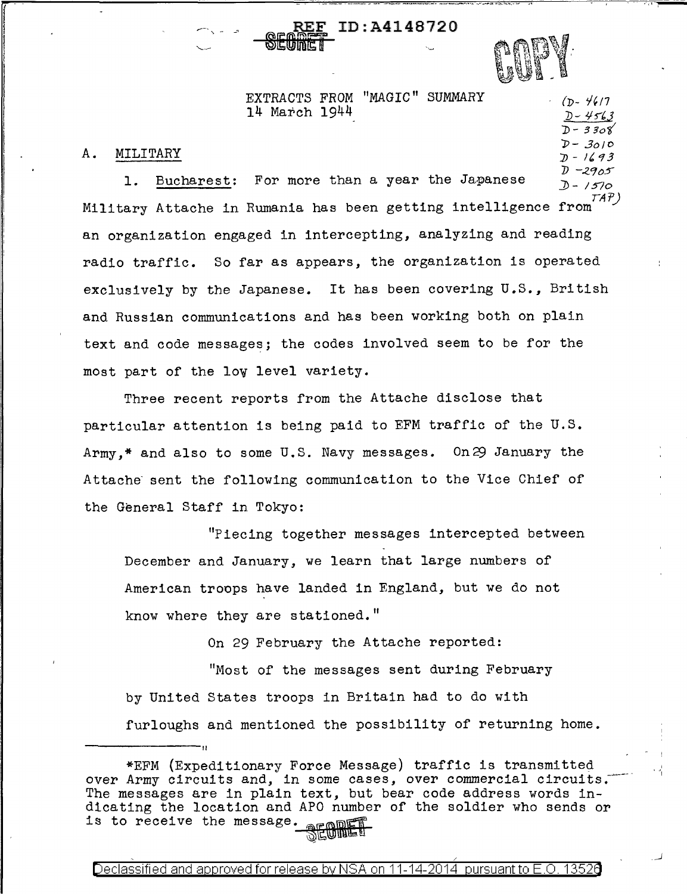REF ID:A4148720

SECRET

COPY

EXTRACTS FROM "MAGIC" SUMMARY
14 March 1944

(D-4617
D-4563
D-3308
D-3010
D-1693
D-2905
D-1570
TAP)

A. MILITARY

1. Bucharest: For more than a year the Japanese Military Attache in Rumania has been getting intelligence from an organization engaged in intercepting, analyzing and reading radio traffic. So far as appears, the organization is operated exclusively by the Japanese. It has been covering U.S., British and Russian communications and has been working both on plain text and code messages; the codes involved seem to be for the most part of the low level variety.

Three recent reports from the Attache disclose that particular attention is being paid to EFM traffic of the U.S. Army,* and also to some U.S. Navy messages. On 29 January the Attache sent the following communication to the Vice Chief of the General Staff in Tokyo:

> "Piecing together messages intercepted between December and January, we learn that large numbers of American troops have landed in England, but we do not know where they are stationed."

On 29 February the Attache reported:

> "Most of the messages sent during February by United States troops in Britain had to do with furloughs and mentioned the possibility of returning home."

---

*EFM (Expeditionary Force Message) traffic is transmitted over Army circuits and, in some cases, over commercial circuits. The messages are in plain text, but bear code address words indicating the location and APO number of the soldier who sends or is to receive the message.

SECRET

Declassified and approved for release by NSA on 11-14-2014 pursuant to E.O. 13526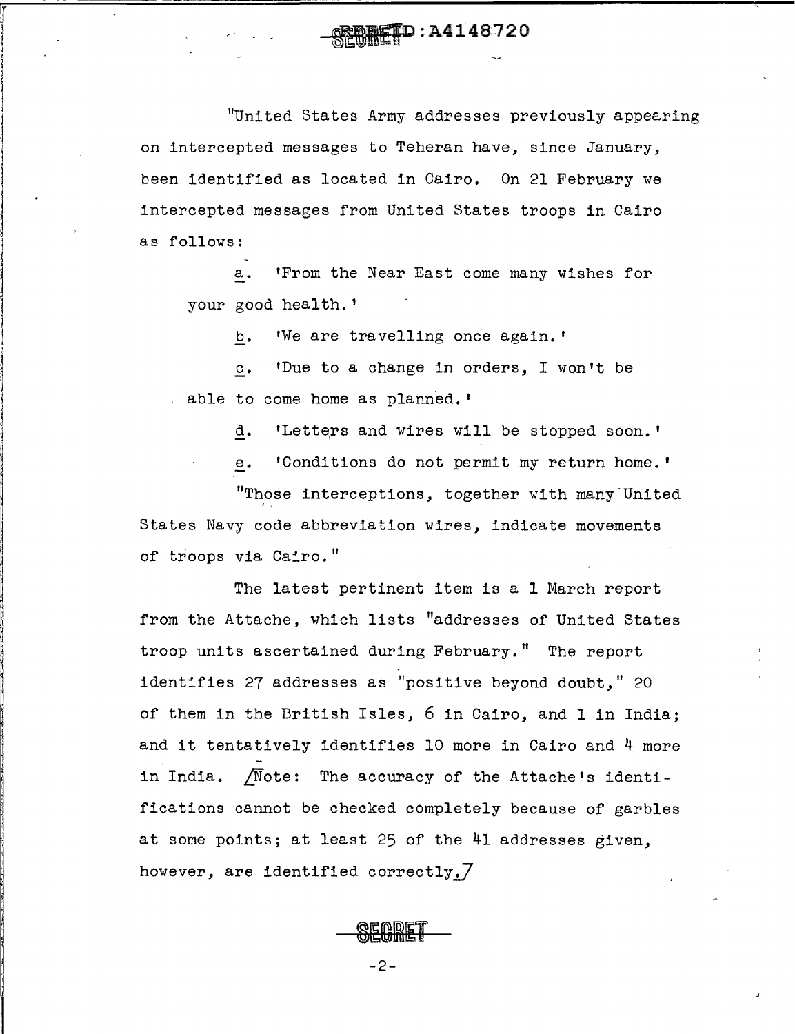"United States Army addresses previously appearing on intercepted messages to Teheran have, since January, been identified as located in Cairo. On 21 February we intercepted messages from United States troops in Cairo as follows:

a. 'From the Near East come many wishes for your good health.'

b. 'We are travelling once again.'

c. 'Due to a change in orders, I won't be able to come home as planned.'

d. 'Letters and wires will be stopped soon.'

e. 'Conditions do not permit my return home.'

"Those interceptions, together with many United States Navy code abbreviation wires, indicate movements of troops via Cairo."

The latest pertinent item is a 1 March report from the Attache, which lists "addresses of United States troop units ascertained during February." The report identifies 27 addresses as "positive beyond doubt," 20 of them in the British Isles, 6 in Cairo, and 1 in India; and it tentatively identifies 10 more in Cairo and 4 more in India. /Note: The accuracy of the Attache's identifications cannot be checked completely because of garbles at some points; at least 25 of the 41 addresses given, however, are identified correctly./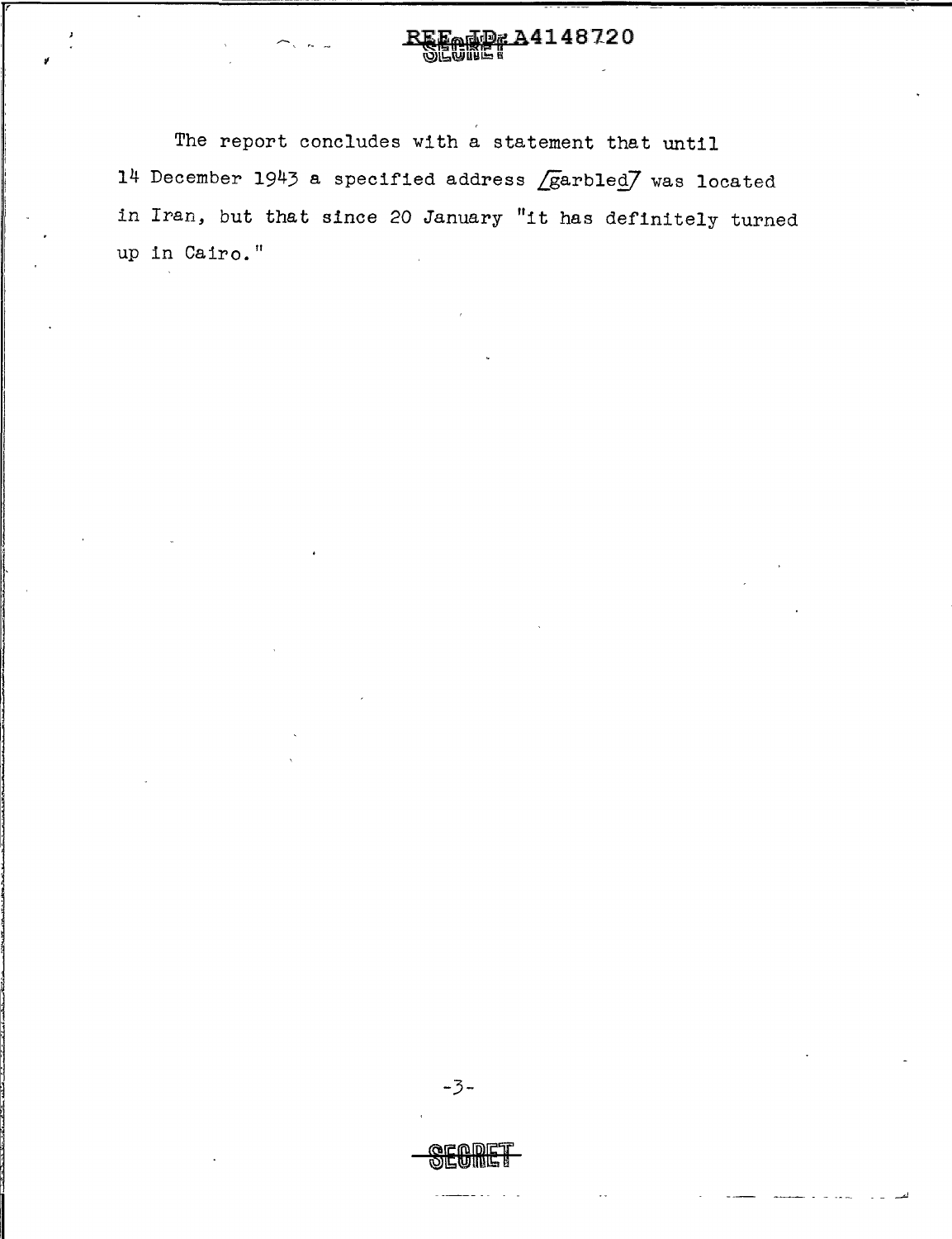The report concludes with a statement that until 14 December 1943 a specified address /garbled/ was located in Iran, but that since 20 January "it has definitely turned up in Cairo."